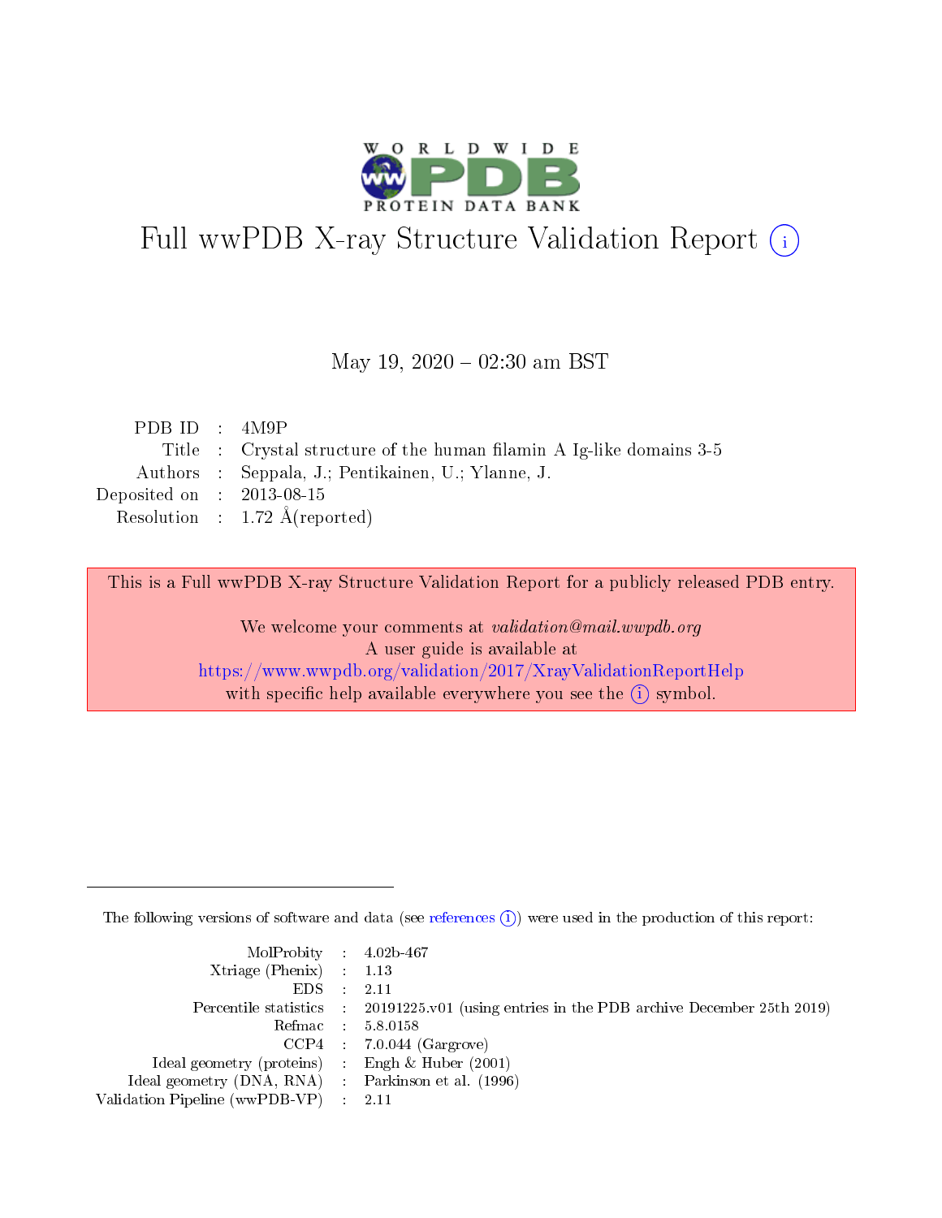# Full wwPDB X-ray Structure Validation Report (i)

May 19, 2020 – 02:30 am BST

| | | |
|---|---|---|
| PDB ID | : | 4M9P |
| Title | : | Crystal structure of the human filamin A Ig-like domains 3-5 |
| Authors | : | Seppala, J.; Pentikainen, U.; Ylanne, J. |
| Deposited on | : | 2013-08-15 |
| Resolution | : | 1.72 Å(reported) |

This is a Full wwPDB X-ray Structure Validation Report for a publicly released PDB entry.

We welcome your comments at *validation@mail.wwpdb.org*
A user guide is available at
https://www.wwpdb.org/validation/2017/XrayValidationReportHelp
with specific help available everywhere you see the (i) symbol.

The following versions of software and data (see references (i)) were used in the production of this report:

| | | |
|---|---|---|
| MolProbity | : | 4.02b-467 |
| Xtriage (Phenix) | : | 1.13 |
| EDS | : | 2.11 |
| Percentile statistics | : | 20191225.v01 (using entries in the PDB archive December 25th 2019) |
| Refmac | : | 5.8.0158 |
| CCP4 | : | 7.0.044 (Gargrove) |
| Ideal geometry (proteins) | : | Engh & Huber (2001) |
| Ideal geometry (DNA, RNA) | : | Parkinson et al. (1996) |
| Validation Pipeline (wwPDB-VP) | : | 2.11 |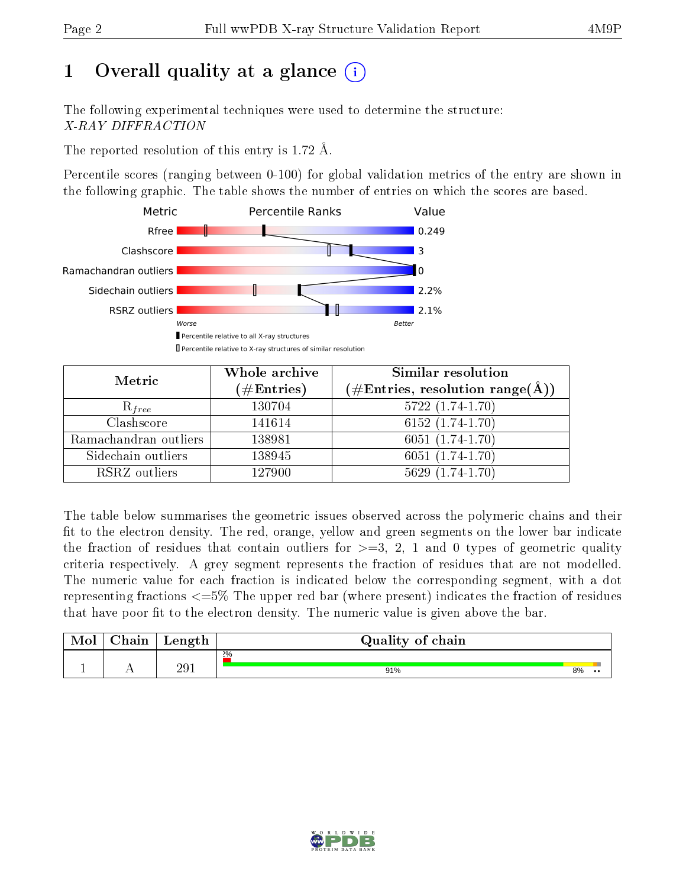# 1 Overall quality at a glance (i)

The following experimental techniques were used to determine the structure:
*X-RAY DIFFRACTION*

The reported resolution of this entry is 1.72 Å.

Percentile scores (ranging between 0-100) for global validation metrics of the entry are shown in the following graphic. The table shows the number of entries on which the scores are based.

| Metric | Percentile Ranks | Value |
|---|---|---|
| Rfree | | 0.249 |
| Clashscore | | 3 |
| Ramachandran outliers | | 0 |
| Sidechain outliers | | 2.2% |
| RSRZ outliers | | 2.1% |

Worse — Better

▮ Percentile relative to all X-ray structures
▯ Percentile relative to X-ray structures of similar resolution

| Metric | Whole archive (#Entries) | Similar resolution (#Entries, resolution range(Å)) |
|---|---|---|
| $R_{free}$ | 130704 | 5722 (1.74-1.70) |
| Clashscore | 141614 | 6152 (1.74-1.70) |
| Ramachandran outliers | 138981 | 6051 (1.74-1.70) |
| Sidechain outliers | 138945 | 6051 (1.74-1.70) |
| RSRZ outliers | 127900 | 5629 (1.74-1.70) |

The table below summarises the geometric issues observed across the polymeric chains and their fit to the electron density. The red, orange, yellow and green segments on the lower bar indicate the fraction of residues that contain outliers for >=3, 2, 1 and 0 types of geometric quality criteria respectively. A grey segment represents the fraction of residues that are not modelled. The numeric value for each fraction is indicated below the corresponding segment, with a dot representing fractions <=5% The upper red bar (where present) indicates the fraction of residues that have poor fit to the electron density. The numeric value is given above the bar.

| Mol | Chain | Length | Quality of chain |
|---|---|---|---|
| 1 | A | 291 | 2% / 91% / 8% / •• |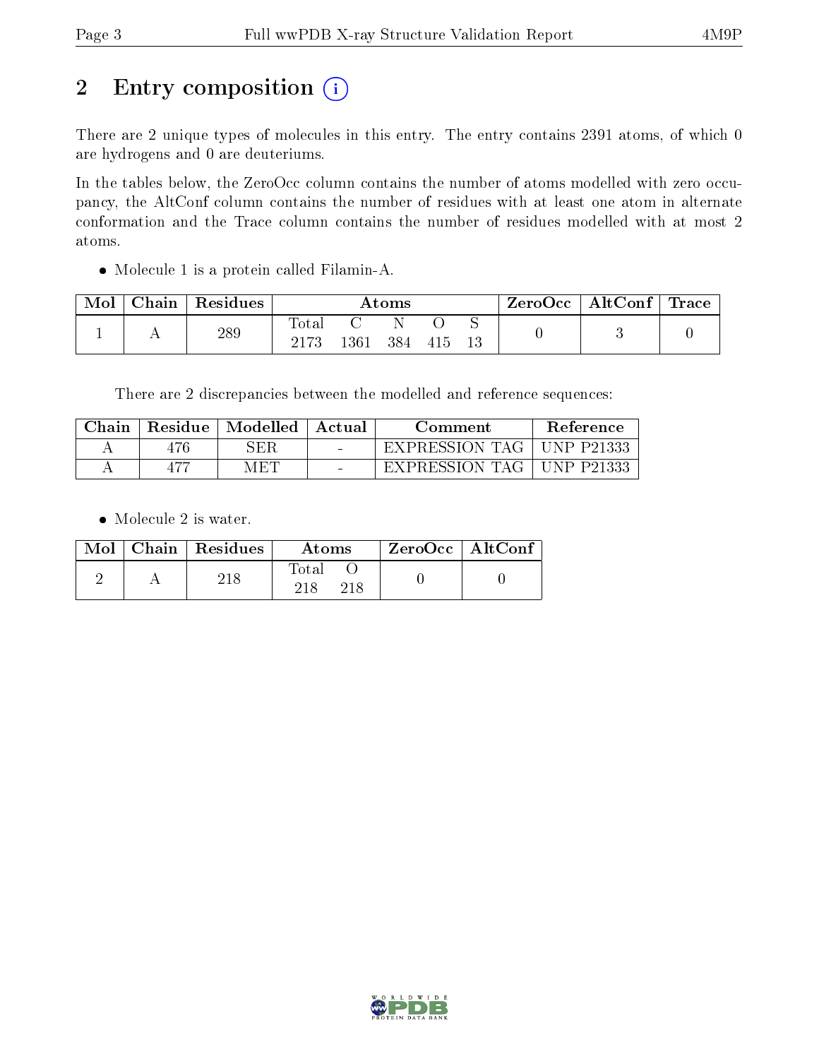# 2 Entry composition (i)

There are 2 unique types of molecules in this entry. The entry contains 2391 atoms, of which 0 are hydrogens and 0 are deuteriums.

In the tables below, the ZeroOcc column contains the number of atoms modelled with zero occupancy, the AltConf column contains the number of residues with at least one atom in alternate conformation and the Trace column contains the number of residues modelled with at most 2 atoms.

- Molecule 1 is a protein called Filamin-A.

| Mol | Chain | Residues | Atoms | | | | | ZeroOcc | AltConf | Trace |
|---|---|---|---|---|---|---|---|---|---|---|
| | | | Total | C | N | O | S | | | |
| 1 | A | 289 | 2173 | 1361 | 384 | 415 | 13 | 0 | 3 | 0 |

There are 2 discrepancies between the modelled and reference sequences:

| Chain | Residue | Modelled | Actual | Comment | Reference |
|---|---|---|---|---|---|
| A | 476 | SER | - | EXPRESSION TAG | UNP P21333 |
| A | 477 | MET | - | EXPRESSION TAG | UNP P21333 |

- Molecule 2 is water.

| Mol | Chain | Residues | Atoms | | ZeroOcc | AltConf |
|---|---|---|---|---|---|---|
| | | | Total | O | | |
| 2 | A | 218 | 218 | 218 | 0 | 0 |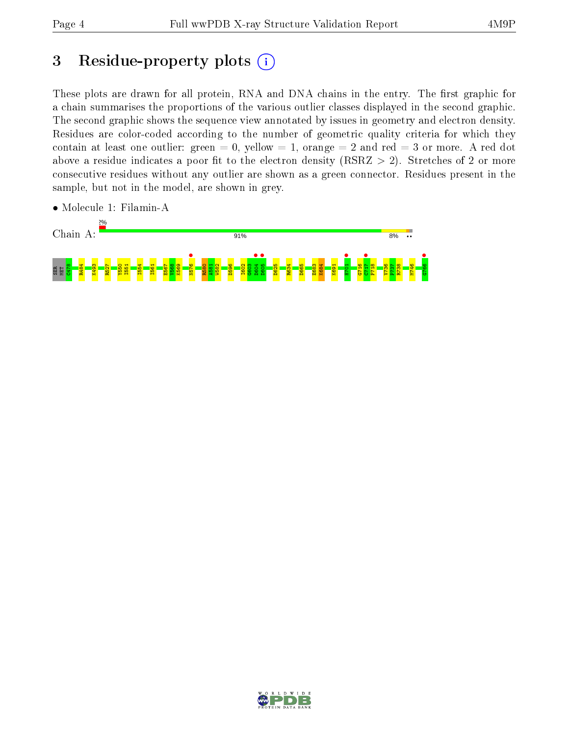# 3 Residue-property plots

These plots are drawn for all protein, RNA and DNA chains in the entry. The first graphic for a chain summarises the proportions of the various outlier classes displayed in the second graphic. The second graphic shows the sequence view annotated by issues in geometry and electron density. Residues are color-coded according to the number of geometric quality criteria for which they contain at least one outlier: green = 0, yellow = 1, orange = 2 and red = 3 or more. A red dot above a residue indicates a poor fit to the electron density (RSRZ > 2). Stretches of 2 or more consecutive residues without any outlier are shown as a green connector. Residues present in the sample, but not in the model, are shown in grey.

- Molecule 1: Filamin-A

Chain A: 2% | 91% | 8% | ••

SER MET C478 R484 K493 R527 Y550 I551 I554 I561 E567 V568 K569 N576 R580 A581 W582 D596 I602 G603 D604 D605 D625 R634 D665 E683 K684 K691 H701 G716 C717 F718 V736 P737 R738 M746 G766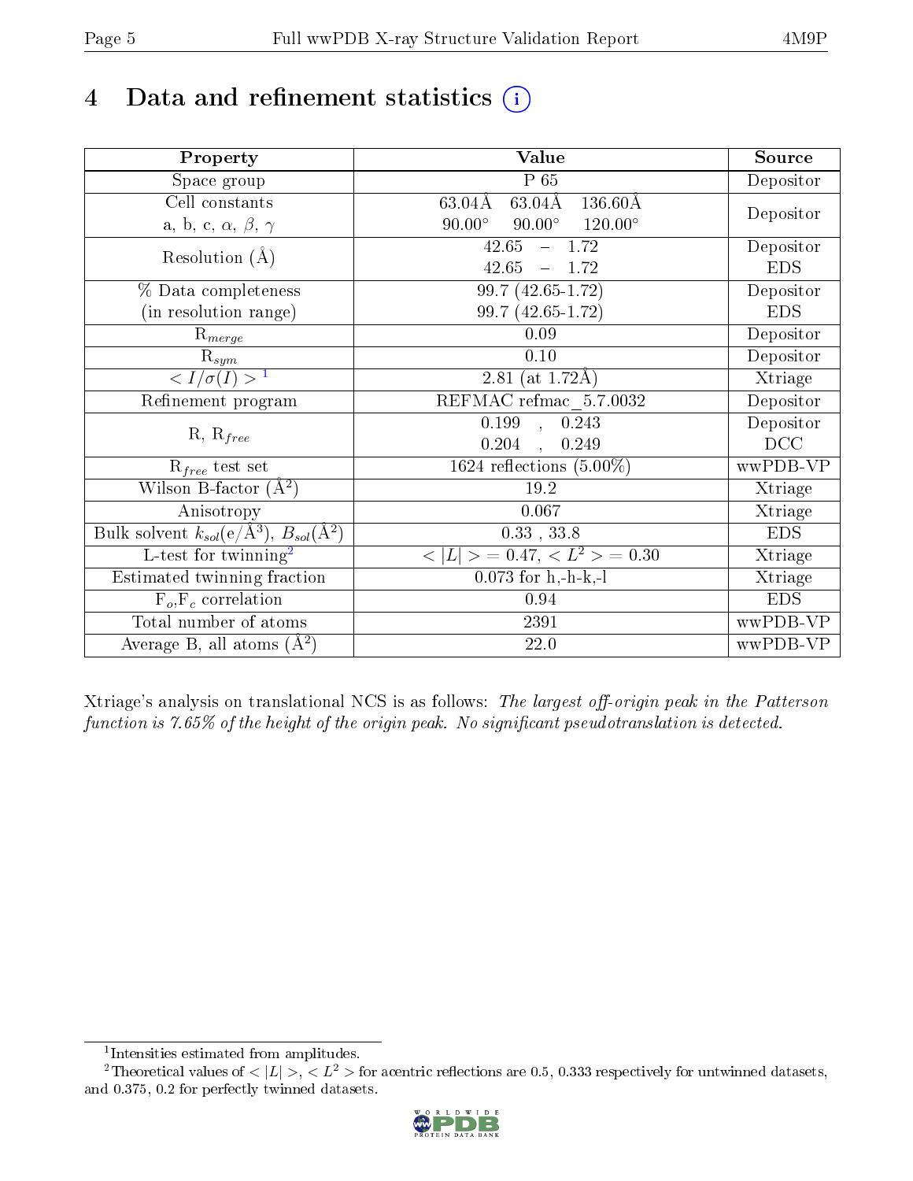# 4 Data and refinement statistics (i)

| Property | Value | Source |
|---|---|---|
| Space group | P 65 | Depositor |
| Cell constants<br>a, b, c, $\alpha$, $\beta$, $\gamma$ | 63.04Å 63.04Å 136.60Å<br>90.00° 90.00° 120.00° | Depositor |
| Resolution (Å) | 42.65 – 1.72<br>42.65 – 1.72 | Depositor<br>EDS |
| % Data completeness<br>(in resolution range) | 99.7 (42.65-1.72)<br>99.7 (42.65-1.72) | Depositor<br>EDS |
| $R_{merge}$ | 0.09 | Depositor |
| $R_{sym}$ | 0.10 | Depositor |
| $< I/\sigma(I) >$ [1] | 2.81 (at 1.72Å) | Xtriage |
| Refinement program | REFMAC refmac_5.7.0032 | Depositor |
| R, $R_{free}$ | 0.199 , 0.243<br>0.204 , 0.249 | Depositor<br>DCC |
| $R_{free}$ test set | 1624 reflections (5.00%) | wwPDB-VP |
| Wilson B-factor (Å$^2$) | 19.2 | Xtriage |
| Anisotropy | 0.067 | Xtriage |
| Bulk solvent $k_{sol}$(e/Å$^3$), $B_{sol}$(Å$^2$) | 0.33 , 33.8 | EDS |
| L-test for twinning[2] | $< \|L\| >$ = 0.47, $< L^2 >$ = 0.30 | Xtriage |
| Estimated twinning fraction | 0.073 for h,-h-k,-l | Xtriage |
| $F_o$,$F_c$ correlation | 0.94 | EDS |
| Total number of atoms | 2391 | wwPDB-VP |
| Average B, all atoms (Å$^2$) | 22.0 | wwPDB-VP |

Xtriage's analysis on translational NCS is as follows: *The largest off-origin peak in the Patterson function is 7.65% of the height of the origin peak. No significant pseudotranslation is detected.*

[1] Intensities estimated from amplitudes.

[2] Theoretical values of $< |L| >$, $< L^2 >$ for acentric reflections are 0.5, 0.333 respectively for untwinned datasets, and 0.375, 0.2 for perfectly twinned datasets.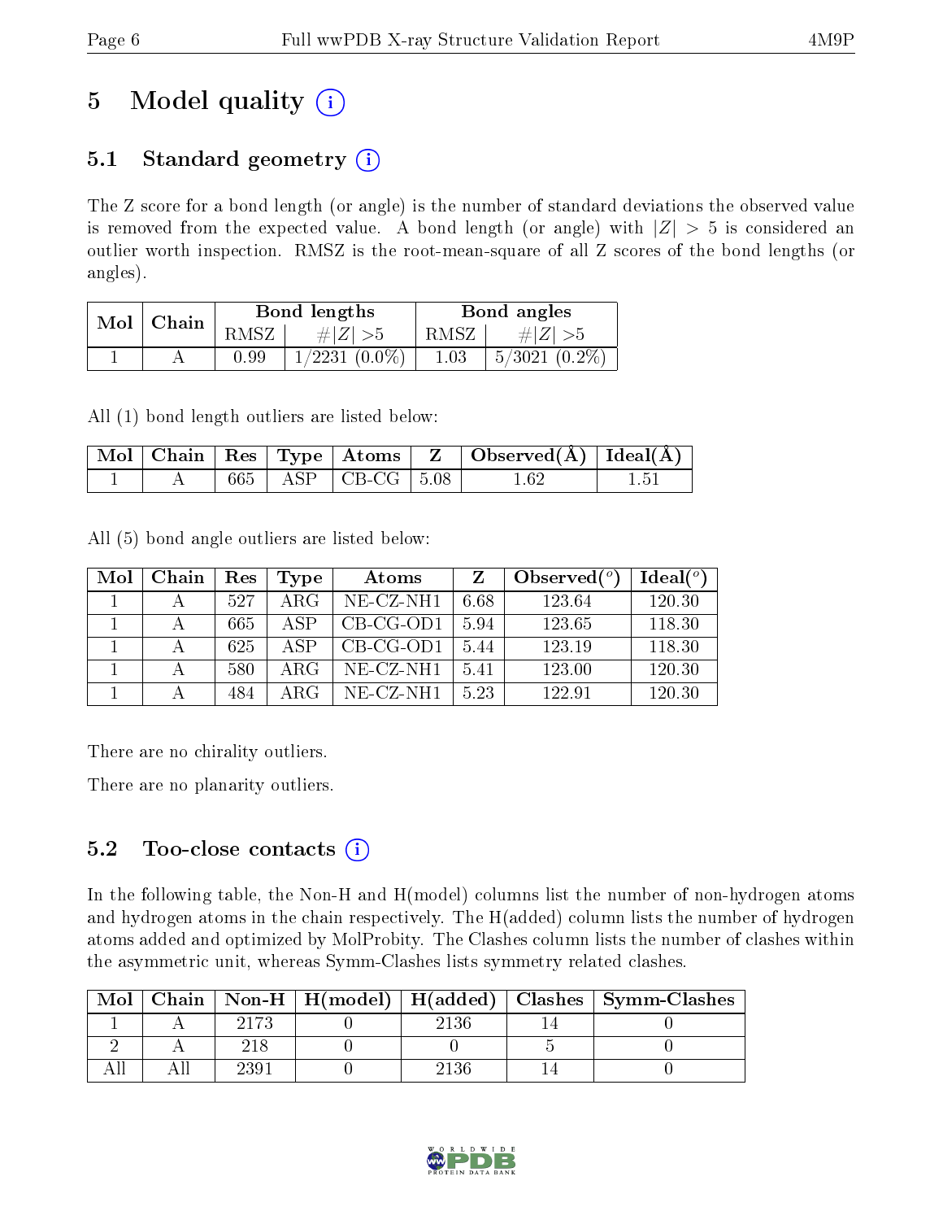# 5 Model quality

## 5.1 Standard geometry

The Z score for a bond length (or angle) is the number of standard deviations the observed value is removed from the expected value. A bond length (or angle) with $|Z| > 5$ is considered an outlier worth inspection. RMSZ is the root-mean-square of all Z scores of the bond lengths (or angles).

| Mol | Chain | Bond lengths | | Bond angles | |
|---|---|---|---|---|---|
| | | RMSZ | #\|Z\| >5 | RMSZ | #\|Z\| >5 |
| 1 | A | 0.99 | 1/2231 (0.0%) | 1.03 | 5/3021 (0.2%) |

All (1) bond length outliers are listed below:

| Mol | Chain | Res | Type | Atoms | Z | Observed(Å) | Ideal(Å) |
|---|---|---|---|---|---|---|---|
| 1 | A | 665 | ASP | CB-CG | 5.08 | 1.62 | 1.51 |

All (5) bond angle outliers are listed below:

| Mol | Chain | Res | Type | Atoms | Z | Observed($^o$) | Ideal($^o$) |
|---|---|---|---|---|---|---|---|
| 1 | A | 527 | ARG | NE-CZ-NH1 | 6.68 | 123.64 | 120.30 |
| 1 | A | 665 | ASP | CB-CG-OD1 | 5.94 | 123.65 | 118.30 |
| 1 | A | 625 | ASP | CB-CG-OD1 | 5.44 | 123.19 | 118.30 |
| 1 | A | 580 | ARG | NE-CZ-NH1 | 5.41 | 123.00 | 120.30 |
| 1 | A | 484 | ARG | NE-CZ-NH1 | 5.23 | 122.91 | 120.30 |

There are no chirality outliers.

There are no planarity outliers.

## 5.2 Too-close contacts

In the following table, the Non-H and H(model) columns list the number of non-hydrogen atoms and hydrogen atoms in the chain respectively. The H(added) column lists the number of hydrogen atoms added and optimized by MolProbity. The Clashes column lists the number of clashes within the asymmetric unit, whereas Symm-Clashes lists symmetry related clashes.

| Mol | Chain | Non-H | H(model) | H(added) | Clashes | Symm-Clashes |
|---|---|---|---|---|---|---|
| 1 | A | 2173 | 0 | 2136 | 14 | 0 |
| 2 | A | 218 | 0 | 0 | 5 | 0 |
| All | All | 2391 | 0 | 2136 | 14 | 0 |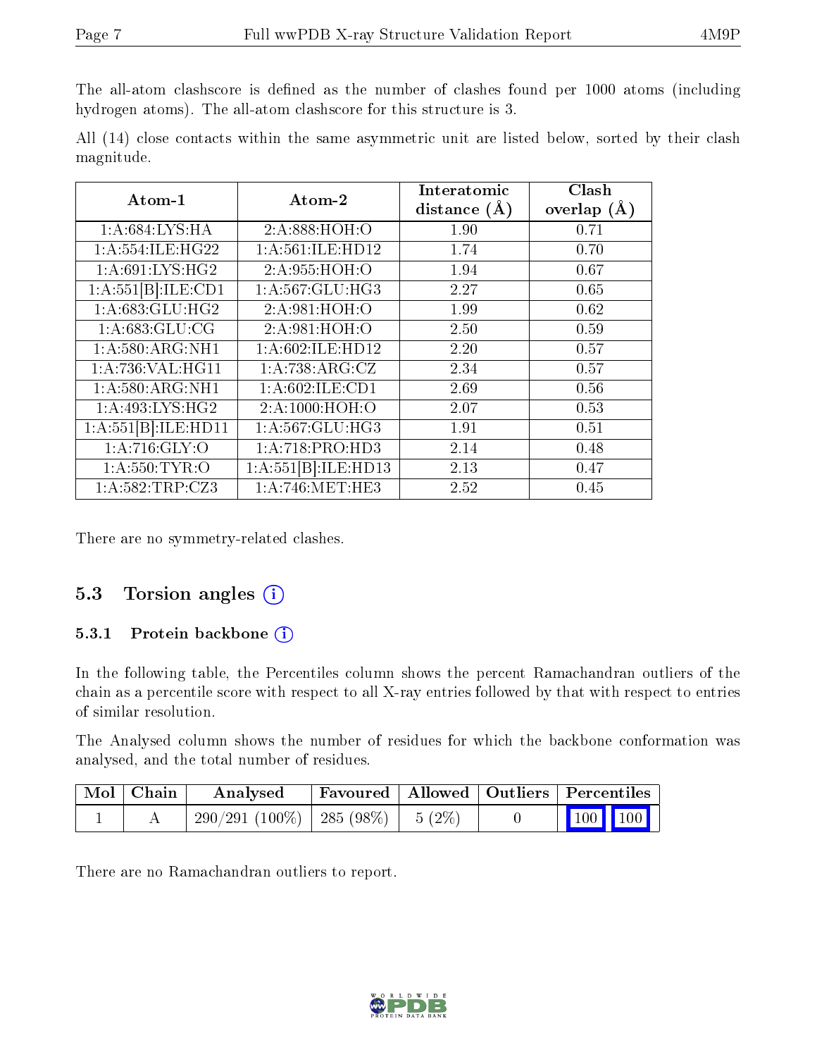The all-atom clashscore is defined as the number of clashes found per 1000 atoms (including hydrogen atoms). The all-atom clashscore for this structure is 3.

All (14) close contacts within the same asymmetric unit are listed below, sorted by their clash magnitude.

| Atom-1 | Atom-2 | Interatomic distance (Å) | Clash overlap (Å) |
|---|---|---|---|
| 1:A:684:LYS:HA | 2:A:888:HOH:O | 1.90 | 0.71 |
| 1:A:554:ILE:HG22 | 1:A:561:ILE:HD12 | 1.74 | 0.70 |
| 1:A:691:LYS:HG2 | 2:A:955:HOH:O | 1.94 | 0.67 |
| 1:A:551[B]:ILE:CD1 | 1:A:567:GLU:HG3 | 2.27 | 0.65 |
| 1:A:683:GLU:HG2 | 2:A:981:HOH:O | 1.99 | 0.62 |
| 1:A:683:GLU:CG | 2:A:981:HOH:O | 2.50 | 0.59 |
| 1:A:580:ARG:NH1 | 1:A:602:ILE:HD12 | 2.20 | 0.57 |
| 1:A:736:VAL:HG11 | 1:A:738:ARG:CZ | 2.34 | 0.57 |
| 1:A:580:ARG:NH1 | 1:A:602:ILE:CD1 | 2.69 | 0.56 |
| 1:A:493:LYS:HG2 | 2:A:1000:HOH:O | 2.07 | 0.53 |
| 1:A:551[B]:ILE:HD11 | 1:A:567:GLU:HG3 | 1.91 | 0.51 |
| 1:A:716:GLY:O | 1:A:718:PRO:HD3 | 2.14 | 0.48 |
| 1:A:550:TYR:O | 1:A:551[B]:ILE:HD13 | 2.13 | 0.47 |
| 1:A:582:TRP:CZ3 | 1:A:746:MET:HE3 | 2.52 | 0.45 |

There are no symmetry-related clashes.

### 5.3 Torsion angles

#### 5.3.1 Protein backbone

In the following table, the Percentiles column shows the percent Ramachandran outliers of the chain as a percentile score with respect to all X-ray entries followed by that with respect to entries of similar resolution.

The Analysed column shows the number of residues for which the backbone conformation was analysed, and the total number of residues.

| Mol | Chain | Analysed | Favoured | Allowed | Outliers | Percentiles |
|---|---|---|---|---|---|---|
| 1 | A | 290/291 (100%) | 285 (98%) | 5 (2%) | 0 | 100 100 |

There are no Ramachandran outliers to report.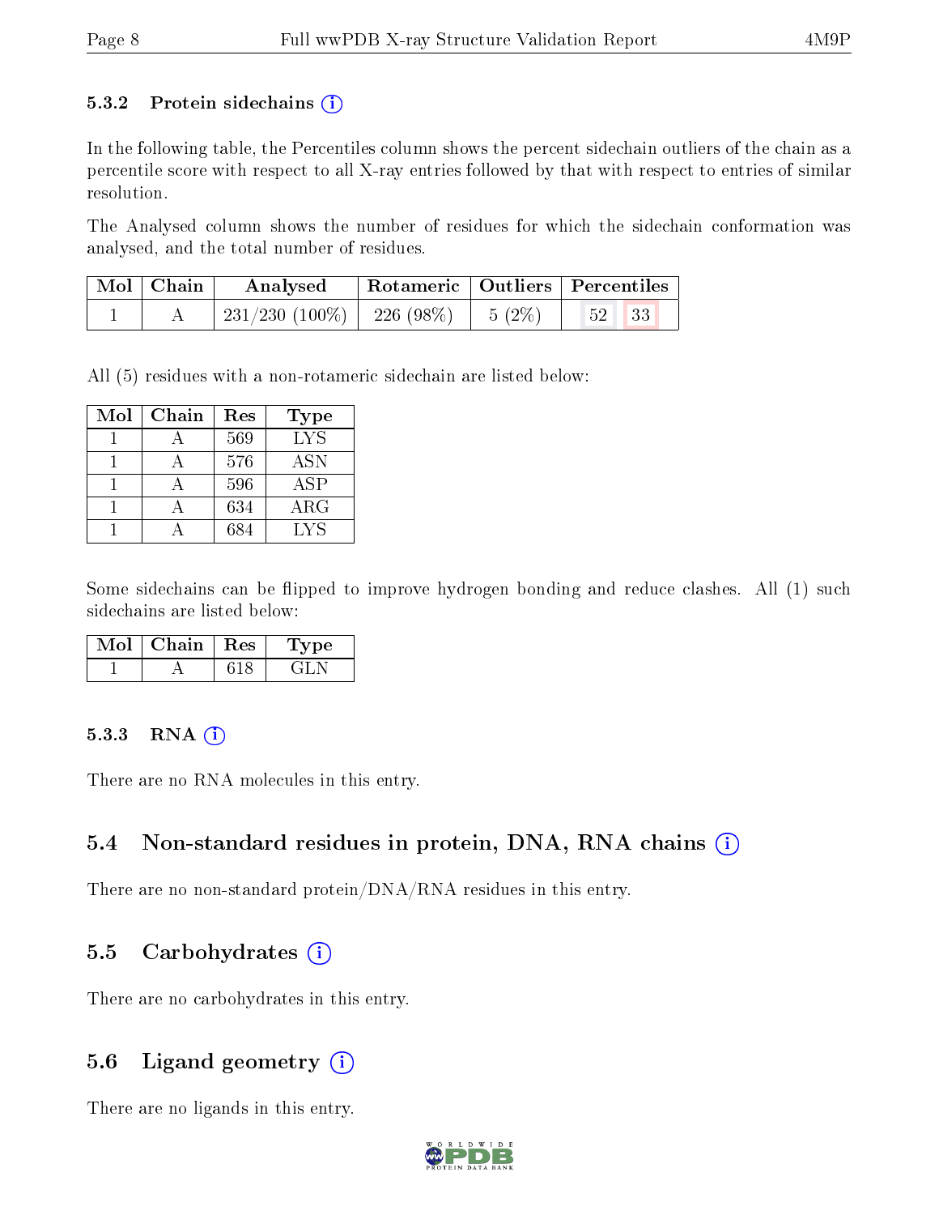### 5.3.2 Protein sidechains (i)

In the following table, the Percentiles column shows the percent sidechain outliers of the chain as a percentile score with respect to all X-ray entries followed by that with respect to entries of similar resolution.

The Analysed column shows the number of residues for which the sidechain conformation was analysed, and the total number of residues.

| Mol | Chain | Analysed | Rotameric | Outliers | Percentiles |
|---|---|---|---|---|---|
| 1 | A | 231/230 (100%) | 226 (98%) | 5 (2%) | 52 33 |

All (5) residues with a non-rotameric sidechain are listed below:

| Mol | Chain | Res | Type |
|---|---|---|---|
| 1 | A | 569 | LYS |
| 1 | A | 576 | ASN |
| 1 | A | 596 | ASP |
| 1 | A | 634 | ARG |
| 1 | A | 684 | LYS |

Some sidechains can be flipped to improve hydrogen bonding and reduce clashes. All (1) such sidechains are listed below:

| Mol | Chain | Res | Type |
|---|---|---|---|
| 1 | A | 618 | GLN |

### 5.3.3 RNA (i)

There are no RNA molecules in this entry.

## 5.4 Non-standard residues in protein, DNA, RNA chains (i)

There are no non-standard protein/DNA/RNA residues in this entry.

## 5.5 Carbohydrates (i)

There are no carbohydrates in this entry.

## 5.6 Ligand geometry (i)

There are no ligands in this entry.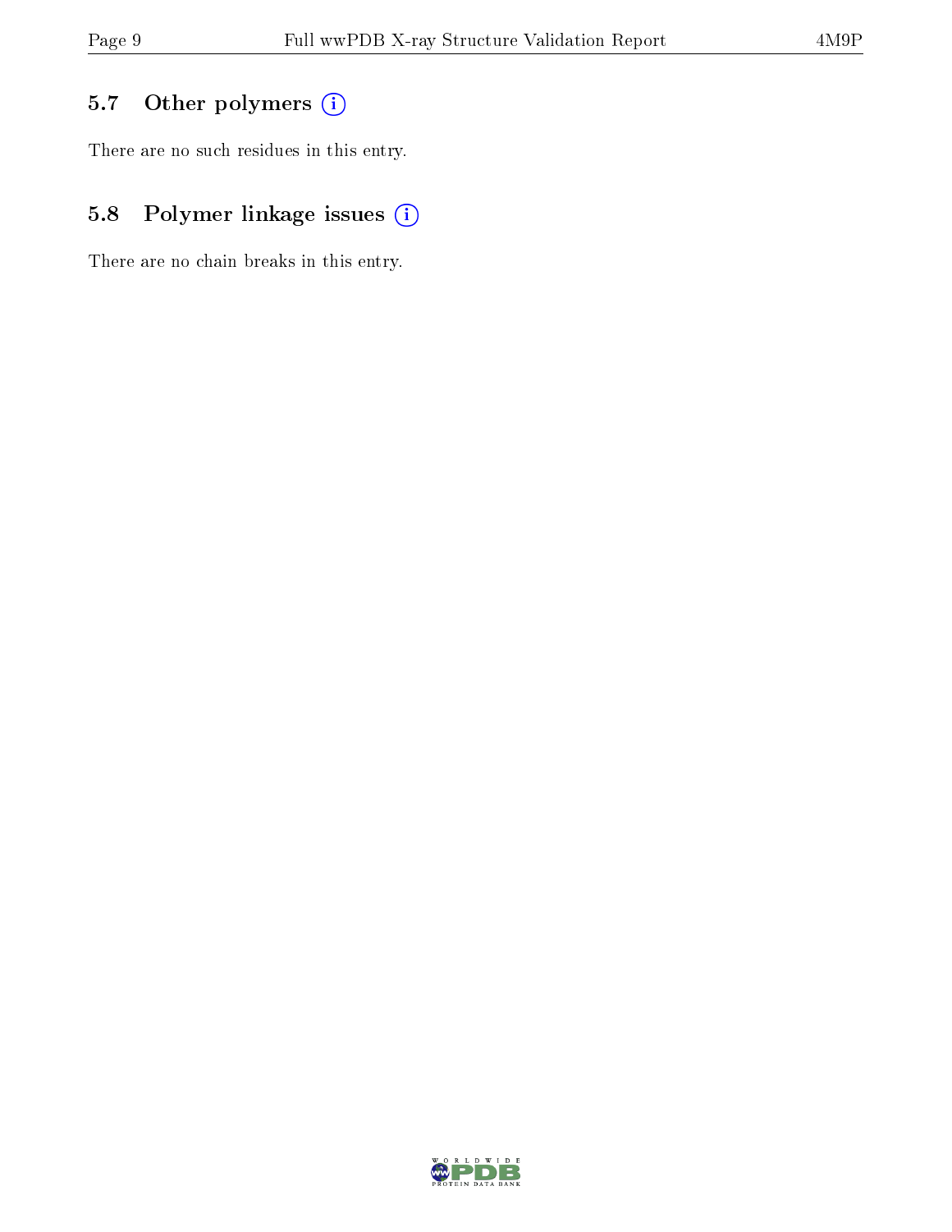### 5.7 Other polymers

There are no such residues in this entry.

### 5.8 Polymer linkage issues

There are no chain breaks in this entry.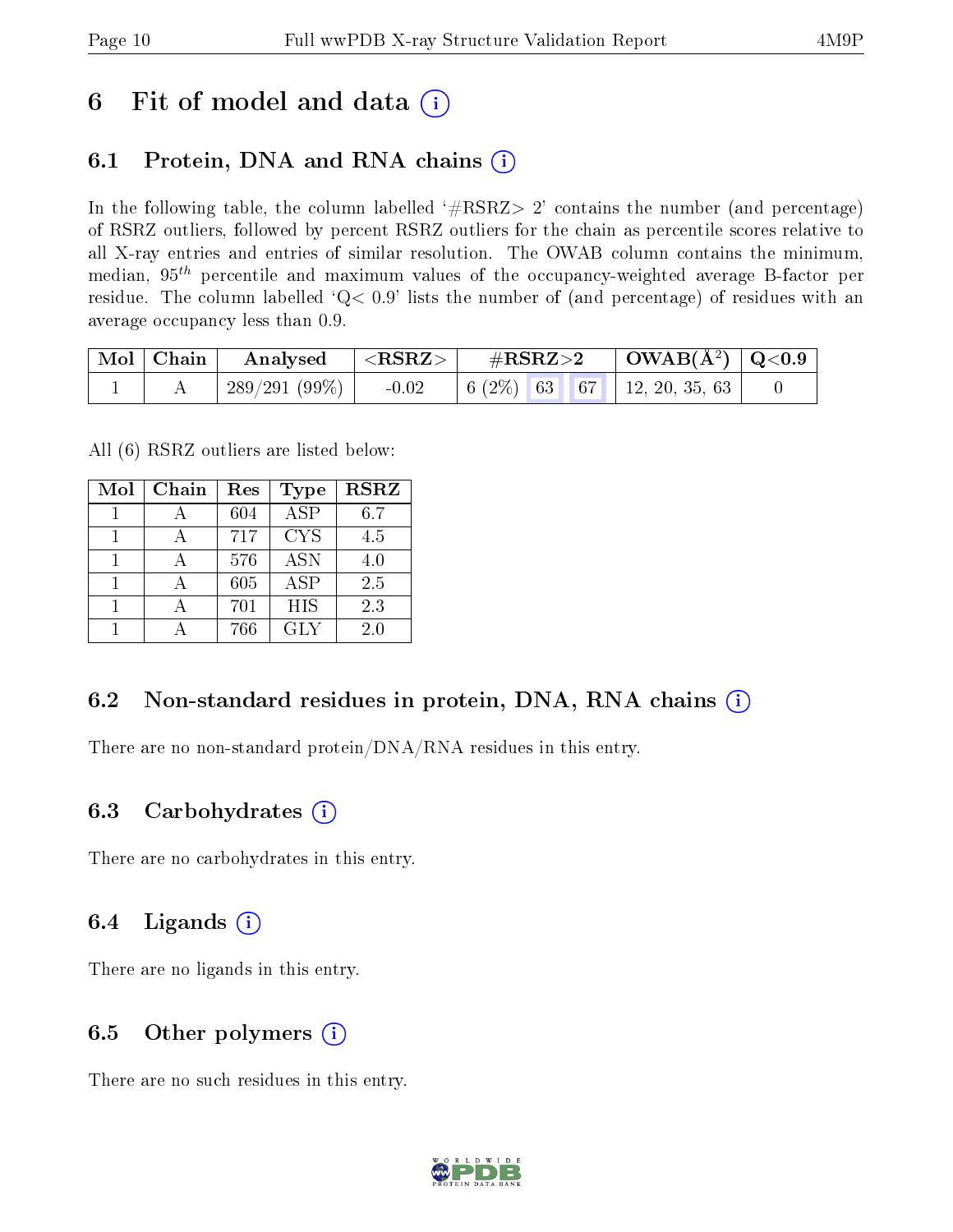# 6 Fit of model and data

## 6.1 Protein, DNA and RNA chains

In the following table, the column labelled '#RSRZ> 2' contains the number (and percentage) of RSRZ outliers, followed by percent RSRZ outliers for the chain as percentile scores relative to all X-ray entries and entries of similar resolution. The OWAB column contains the minimum, median, $95^{th}$ percentile and maximum values of the occupancy-weighted average B-factor per residue. The column labelled 'Q< 0.9' lists the number of (and percentage) of residues with an average occupancy less than 0.9.

| Mol | Chain | Analysed | <RSRZ> | #RSRZ>2 | | | OWAB(Å$^2$) | Q<0.9 |
|---|---|---|---|---|---|---|---|---|
| 1 | A | 289/291 (99%) | -0.02 | 6 (2%) | 63 | 67 | 12, 20, 35, 63 | 0 |

All (6) RSRZ outliers are listed below:

| Mol | Chain | Res | Type | RSRZ |
|---|---|---|---|---|
| 1 | A | 604 | ASP | 6.7 |
| 1 | A | 717 | CYS | 4.5 |
| 1 | A | 576 | ASN | 4.0 |
| 1 | A | 605 | ASP | 2.5 |
| 1 | A | 701 | HIS | 2.3 |
| 1 | A | 766 | GLY | 2.0 |

## 6.2 Non-standard residues in protein, DNA, RNA chains

There are no non-standard protein/DNA/RNA residues in this entry.

## 6.3 Carbohydrates

There are no carbohydrates in this entry.

## 6.4 Ligands

There are no ligands in this entry.

## 6.5 Other polymers

There are no such residues in this entry.